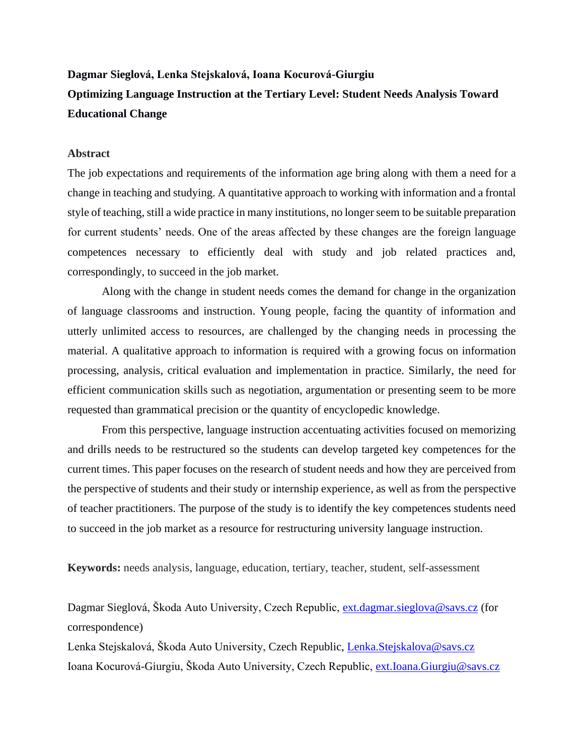**Dagmar Sieglová, Lenka Stejskalová, Ioana Kocurová-Giurgiu**

# Optimizing Language Instruction at the Tertiary Level: Student Needs Analysis Toward Educational Change

## Abstract

The job expectations and requirements of the information age bring along with them a need for a change in teaching and studying. A quantitative approach to working with information and a frontal style of teaching, still a wide practice in many institutions, no longer seem to be suitable preparation for current students' needs. One of the areas affected by these changes are the foreign language competences necessary to efficiently deal with study and job related practices and, correspondingly, to succeed in the job market.

Along with the change in student needs comes the demand for change in the organization of language classrooms and instruction. Young people, facing the quantity of information and utterly unlimited access to resources, are challenged by the changing needs in processing the material. A qualitative approach to information is required with a growing focus on information processing, analysis, critical evaluation and implementation in practice. Similarly, the need for efficient communication skills such as negotiation, argumentation or presenting seem to be more requested than grammatical precision or the quantity of encyclopedic knowledge.

From this perspective, language instruction accentuating activities focused on memorizing and drills needs to be restructured so the students can develop targeted key competences for the current times. This paper focuses on the research of student needs and how they are perceived from the perspective of students and their study or internship experience, as well as from the perspective of teacher practitioners. The purpose of the study is to identify the key competences students need to succeed in the job market as a resource for restructuring university language instruction.

**Keywords:** needs analysis, language, education, tertiary, teacher, student, self-assessment

Dagmar Sieglová, Škoda Auto University, Czech Republic, ext.dagmar.sieglova@savs.cz (for correspondence)

Lenka Stejskalová, Škoda Auto University, Czech Republic, Lenka.Stejskalova@savs.cz

Ioana Kocurová-Giurgiu, Škoda Auto University, Czech Republic, ext.Ioana.Giurgiu@savs.cz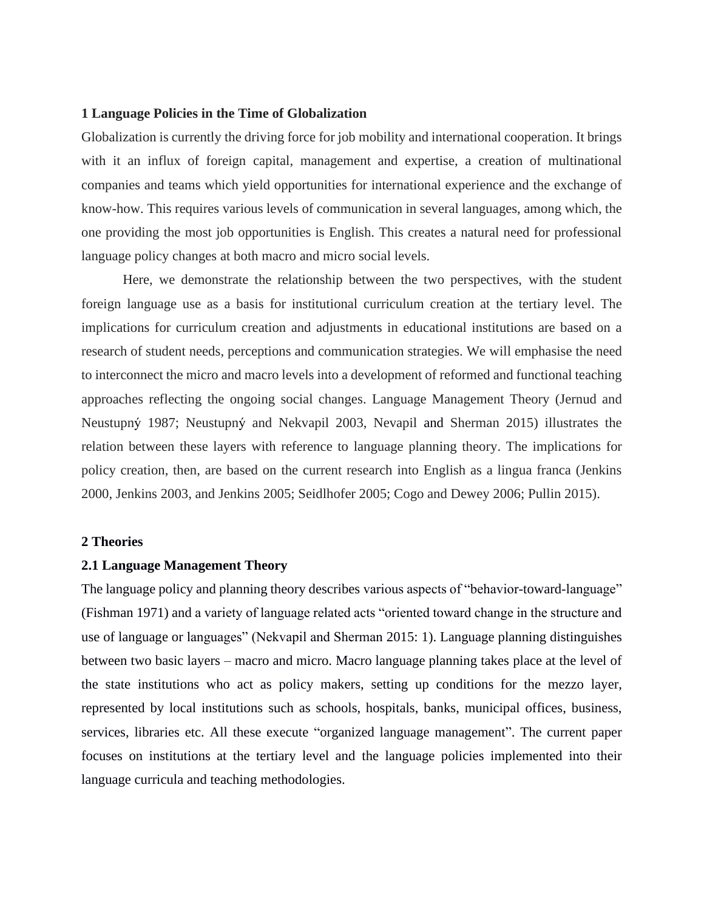## 1 Language Policies in the Time of Globalization

Globalization is currently the driving force for job mobility and international cooperation. It brings with it an influx of foreign capital, management and expertise, a creation of multinational companies and teams which yield opportunities for international experience and the exchange of know-how. This requires various levels of communication in several languages, among which, the one providing the most job opportunities is English. This creates a natural need for professional language policy changes at both macro and micro social levels.

Here, we demonstrate the relationship between the two perspectives, with the student foreign language use as a basis for institutional curriculum creation at the tertiary level. The implications for curriculum creation and adjustments in educational institutions are based on a research of student needs, perceptions and communication strategies. We will emphasise the need to interconnect the micro and macro levels into a development of reformed and functional teaching approaches reflecting the ongoing social changes. Language Management Theory (Jernud and Neustupný 1987; Neustupný and Nekvapil 2003, Nevapil and Sherman 2015) illustrates the relation between these layers with reference to language planning theory. The implications for policy creation, then, are based on the current research into English as a lingua franca (Jenkins 2000, Jenkins 2003, and Jenkins 2005; Seidlhofer 2005; Cogo and Dewey 2006; Pullin 2015).

## 2 Theories

### 2.1 Language Management Theory

The language policy and planning theory describes various aspects of "behavior-toward-language" (Fishman 1971) and a variety of language related acts "oriented toward change in the structure and use of language or languages" (Nekvapil and Sherman 2015: 1). Language planning distinguishes between two basic layers – macro and micro. Macro language planning takes place at the level of the state institutions who act as policy makers, setting up conditions for the mezzo layer, represented by local institutions such as schools, hospitals, banks, municipal offices, business, services, libraries etc. All these execute "organized language management". The current paper focuses on institutions at the tertiary level and the language policies implemented into their language curricula and teaching methodologies.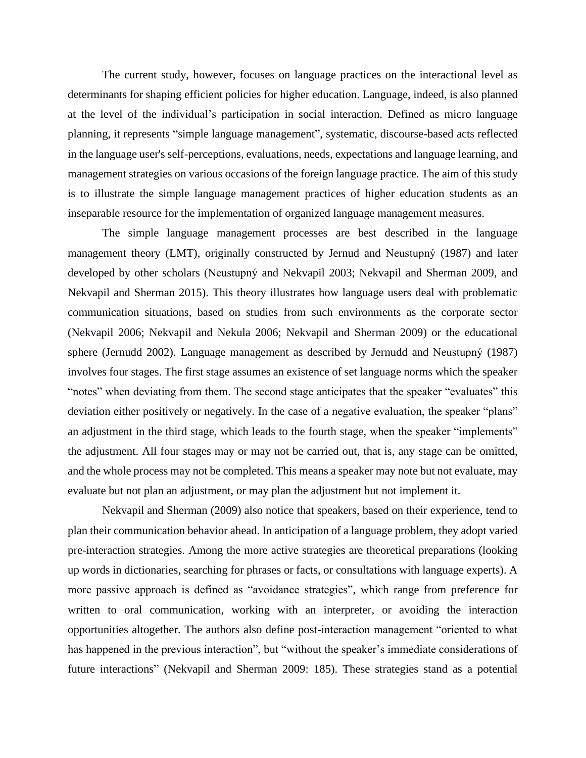The current study, however, focuses on language practices on the interactional level as determinants for shaping efficient policies for higher education. Language, indeed, is also planned at the level of the individual's participation in social interaction. Defined as micro language planning, it represents "simple language management", systematic, discourse-based acts reflected in the language user's self-perceptions, evaluations, needs, expectations and language learning, and management strategies on various occasions of the foreign language practice. The aim of this study is to illustrate the simple language management practices of higher education students as an inseparable resource for the implementation of organized language management measures.

The simple language management processes are best described in the language management theory (LMT), originally constructed by Jernud and Neustupný (1987) and later developed by other scholars (Neustupný and Nekvapil 2003; Nekvapil and Sherman 2009, and Nekvapil and Sherman 2015). This theory illustrates how language users deal with problematic communication situations, based on studies from such environments as the corporate sector (Nekvapil 2006; Nekvapil and Nekula 2006; Nekvapil and Sherman 2009) or the educational sphere (Jernudd 2002). Language management as described by Jernudd and Neustupný (1987) involves four stages. The first stage assumes an existence of set language norms which the speaker "notes" when deviating from them. The second stage anticipates that the speaker "evaluates" this deviation either positively or negatively. In the case of a negative evaluation, the speaker "plans" an adjustment in the third stage, which leads to the fourth stage, when the speaker "implements" the adjustment. All four stages may or may not be carried out, that is, any stage can be omitted, and the whole process may not be completed. This means a speaker may note but not evaluate, may evaluate but not plan an adjustment, or may plan the adjustment but not implement it.

Nekvapil and Sherman (2009) also notice that speakers, based on their experience, tend to plan their communication behavior ahead. In anticipation of a language problem, they adopt varied pre-interaction strategies. Among the more active strategies are theoretical preparations (looking up words in dictionaries, searching for phrases or facts, or consultations with language experts). A more passive approach is defined as "avoidance strategies", which range from preference for written to oral communication, working with an interpreter, or avoiding the interaction opportunities altogether. The authors also define post-interaction management "oriented to what has happened in the previous interaction", but "without the speaker's immediate considerations of future interactions" (Nekvapil and Sherman 2009: 185). These strategies stand as a potential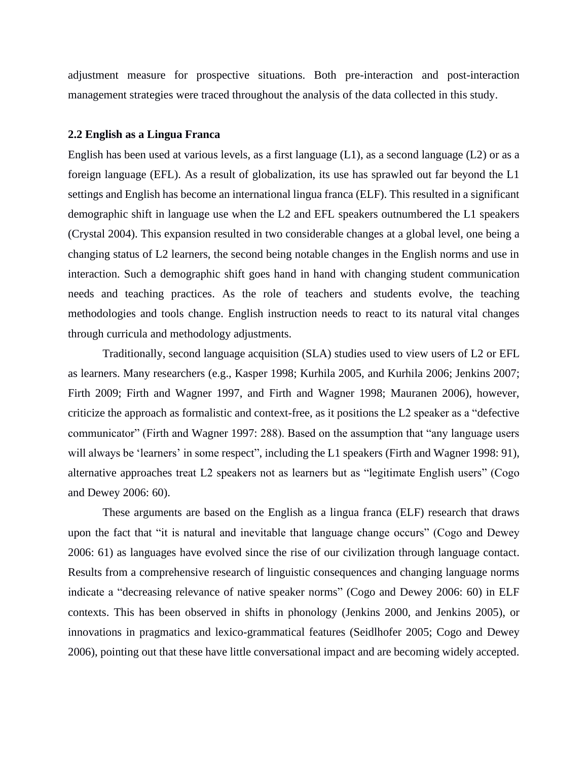adjustment measure for prospective situations. Both pre-interaction and post-interaction management strategies were traced throughout the analysis of the data collected in this study.

## 2.2 English as a Lingua Franca

English has been used at various levels, as a first language (L1), as a second language (L2) or as a foreign language (EFL). As a result of globalization, its use has sprawled out far beyond the L1 settings and English has become an international lingua franca (ELF). This resulted in a significant demographic shift in language use when the L2 and EFL speakers outnumbered the L1 speakers (Crystal 2004). This expansion resulted in two considerable changes at a global level, one being a changing status of L2 learners, the second being notable changes in the English norms and use in interaction. Such a demographic shift goes hand in hand with changing student communication needs and teaching practices. As the role of teachers and students evolve, the teaching methodologies and tools change. English instruction needs to react to its natural vital changes through curricula and methodology adjustments.

Traditionally, second language acquisition (SLA) studies used to view users of L2 or EFL as learners. Many researchers (e.g., Kasper 1998; Kurhila 2005, and Kurhila 2006; Jenkins 2007; Firth 2009; Firth and Wagner 1997, and Firth and Wagner 1998; Mauranen 2006), however, criticize the approach as formalistic and context-free, as it positions the L2 speaker as a "defective communicator" (Firth and Wagner 1997: 288). Based on the assumption that "any language users will always be 'learners' in some respect", including the L1 speakers (Firth and Wagner 1998: 91), alternative approaches treat L2 speakers not as learners but as "legitimate English users" (Cogo and Dewey 2006: 60).

These arguments are based on the English as a lingua franca (ELF) research that draws upon the fact that "it is natural and inevitable that language change occurs" (Cogo and Dewey 2006: 61) as languages have evolved since the rise of our civilization through language contact. Results from a comprehensive research of linguistic consequences and changing language norms indicate a "decreasing relevance of native speaker norms" (Cogo and Dewey 2006: 60) in ELF contexts. This has been observed in shifts in phonology (Jenkins 2000, and Jenkins 2005), or innovations in pragmatics and lexico-grammatical features (Seidlhofer 2005; Cogo and Dewey 2006), pointing out that these have little conversational impact and are becoming widely accepted.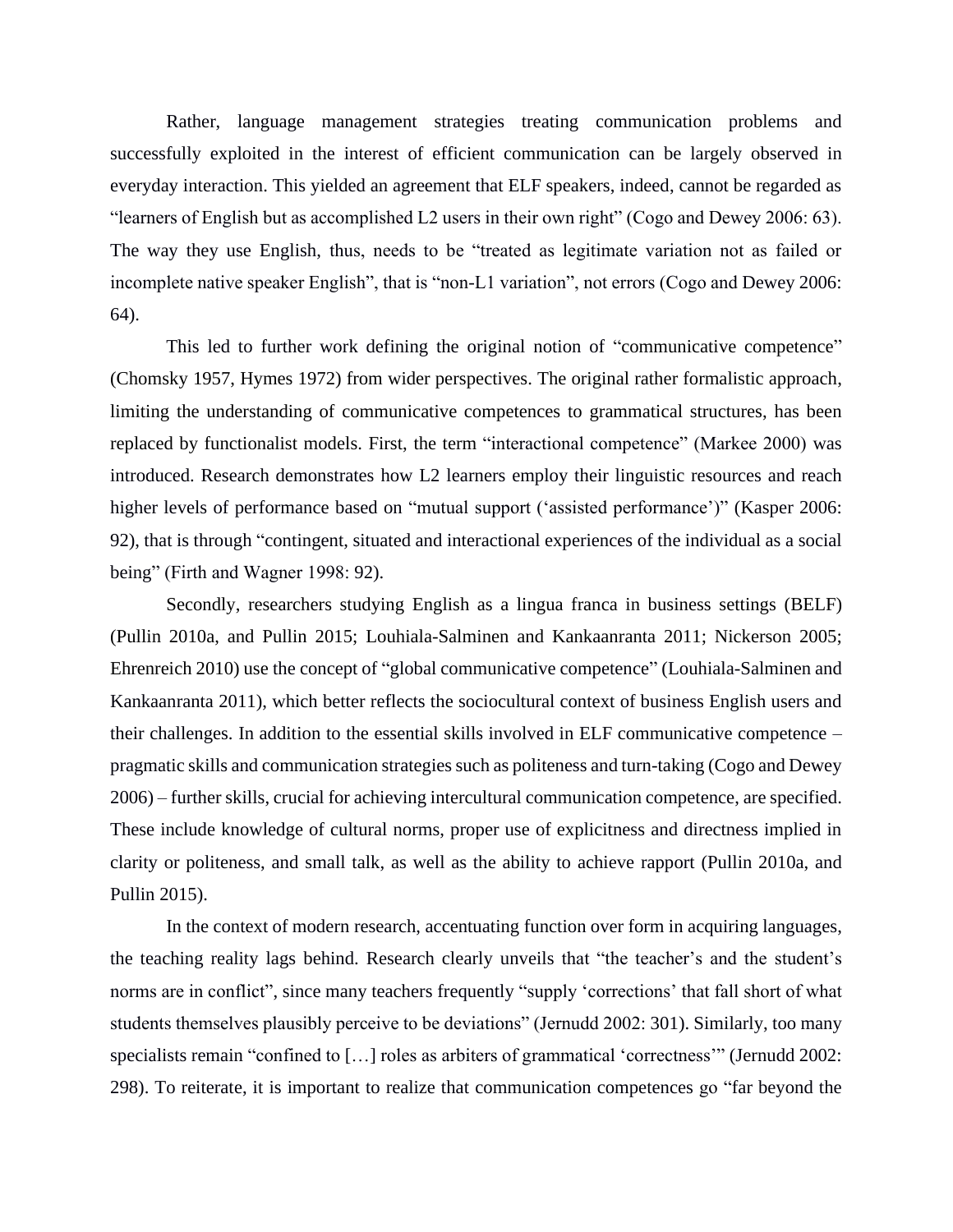Rather, language management strategies treating communication problems and successfully exploited in the interest of efficient communication can be largely observed in everyday interaction. This yielded an agreement that ELF speakers, indeed, cannot be regarded as "learners of English but as accomplished L2 users in their own right" (Cogo and Dewey 2006: 63). The way they use English, thus, needs to be "treated as legitimate variation not as failed or incomplete native speaker English", that is "non-L1 variation", not errors (Cogo and Dewey 2006: 64).

This led to further work defining the original notion of "communicative competence" (Chomsky 1957, Hymes 1972) from wider perspectives. The original rather formalistic approach, limiting the understanding of communicative competences to grammatical structures, has been replaced by functionalist models. First, the term "interactional competence" (Markee 2000) was introduced. Research demonstrates how L2 learners employ their linguistic resources and reach higher levels of performance based on "mutual support ('assisted performance')" (Kasper 2006: 92), that is through "contingent, situated and interactional experiences of the individual as a social being" (Firth and Wagner 1998: 92).

Secondly, researchers studying English as a lingua franca in business settings (BELF) (Pullin 2010a, and Pullin 2015; Louhiala-Salminen and Kankaanranta 2011; Nickerson 2005; Ehrenreich 2010) use the concept of "global communicative competence" (Louhiala-Salminen and Kankaanranta 2011), which better reflects the sociocultural context of business English users and their challenges. In addition to the essential skills involved in ELF communicative competence – pragmatic skills and communication strategies such as politeness and turn-taking (Cogo and Dewey 2006) – further skills, crucial for achieving intercultural communication competence, are specified. These include knowledge of cultural norms, proper use of explicitness and directness implied in clarity or politeness, and small talk, as well as the ability to achieve rapport (Pullin 2010a, and Pullin 2015).

In the context of modern research, accentuating function over form in acquiring languages, the teaching reality lags behind. Research clearly unveils that "the teacher's and the student's norms are in conflict", since many teachers frequently "supply 'corrections' that fall short of what students themselves plausibly perceive to be deviations" (Jernudd 2002: 301). Similarly, too many specialists remain "confined to […] roles as arbiters of grammatical 'correctness'" (Jernudd 2002: 298). To reiterate, it is important to realize that communication competences go "far beyond the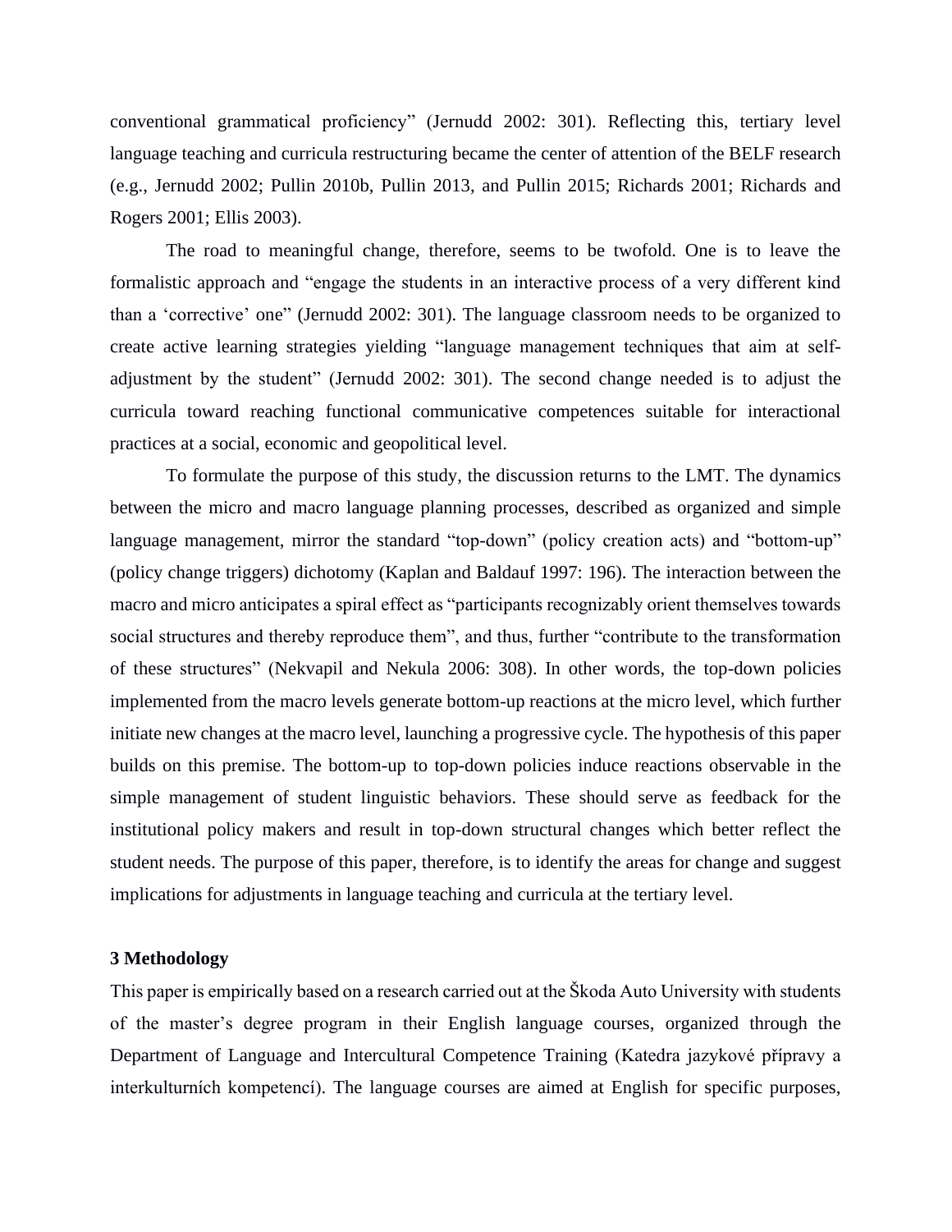conventional grammatical proficiency" (Jernudd 2002: 301). Reflecting this, tertiary level language teaching and curricula restructuring became the center of attention of the BELF research (e.g., Jernudd 2002; Pullin 2010b, Pullin 2013, and Pullin 2015; Richards 2001; Richards and Rogers 2001; Ellis 2003).

The road to meaningful change, therefore, seems to be twofold. One is to leave the formalistic approach and "engage the students in an interactive process of a very different kind than a 'corrective' one" (Jernudd 2002: 301). The language classroom needs to be organized to create active learning strategies yielding "language management techniques that aim at self-adjustment by the student" (Jernudd 2002: 301). The second change needed is to adjust the curricula toward reaching functional communicative competences suitable for interactional practices at a social, economic and geopolitical level.

To formulate the purpose of this study, the discussion returns to the LMT. The dynamics between the micro and macro language planning processes, described as organized and simple language management, mirror the standard "top-down" (policy creation acts) and "bottom-up" (policy change triggers) dichotomy (Kaplan and Baldauf 1997: 196). The interaction between the macro and micro anticipates a spiral effect as "participants recognizably orient themselves towards social structures and thereby reproduce them", and thus, further "contribute to the transformation of these structures" (Nekvapil and Nekula 2006: 308). In other words, the top-down policies implemented from the macro levels generate bottom-up reactions at the micro level, which further initiate new changes at the macro level, launching a progressive cycle. The hypothesis of this paper builds on this premise. The bottom-up to top-down policies induce reactions observable in the simple management of student linguistic behaviors. These should serve as feedback for the institutional policy makers and result in top-down structural changes which better reflect the student needs. The purpose of this paper, therefore, is to identify the areas for change and suggest implications for adjustments in language teaching and curricula at the tertiary level.

## 3 Methodology

This paper is empirically based on a research carried out at the Škoda Auto University with students of the master's degree program in their English language courses, organized through the Department of Language and Intercultural Competence Training (Katedra jazykové přípravy a interkulturních kompetencí). The language courses are aimed at English for specific purposes,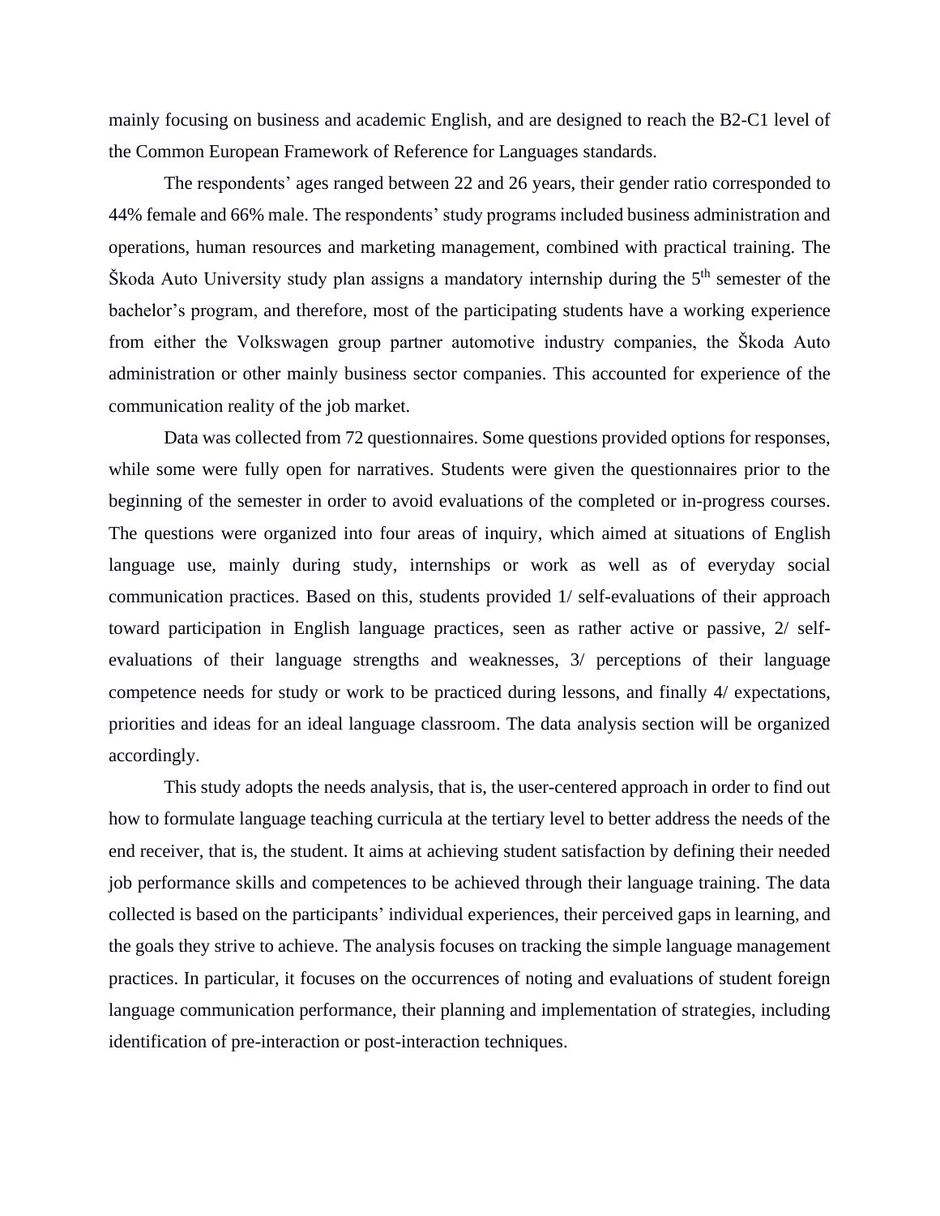mainly focusing on business and academic English, and are designed to reach the B2-C1 level of the Common European Framework of Reference for Languages standards.

The respondents' ages ranged between 22 and 26 years, their gender ratio corresponded to 44% female and 66% male. The respondents' study programs included business administration and operations, human resources and marketing management, combined with practical training. The Škoda Auto University study plan assigns a mandatory internship during the 5th semester of the bachelor's program, and therefore, most of the participating students have a working experience from either the Volkswagen group partner automotive industry companies, the Škoda Auto administration or other mainly business sector companies. This accounted for experience of the communication reality of the job market.

Data was collected from 72 questionnaires. Some questions provided options for responses, while some were fully open for narratives. Students were given the questionnaires prior to the beginning of the semester in order to avoid evaluations of the completed or in-progress courses. The questions were organized into four areas of inquiry, which aimed at situations of English language use, mainly during study, internships or work as well as of everyday social communication practices. Based on this, students provided 1/ self-evaluations of their approach toward participation in English language practices, seen as rather active or passive, 2/ self-evaluations of their language strengths and weaknesses, 3/ perceptions of their language competence needs for study or work to be practiced during lessons, and finally 4/ expectations, priorities and ideas for an ideal language classroom. The data analysis section will be organized accordingly.

This study adopts the needs analysis, that is, the user-centered approach in order to find out how to formulate language teaching curricula at the tertiary level to better address the needs of the end receiver, that is, the student. It aims at achieving student satisfaction by defining their needed job performance skills and competences to be achieved through their language training. The data collected is based on the participants' individual experiences, their perceived gaps in learning, and the goals they strive to achieve. The analysis focuses on tracking the simple language management practices. In particular, it focuses on the occurrences of noting and evaluations of student foreign language communication performance, their planning and implementation of strategies, including identification of pre-interaction or post-interaction techniques.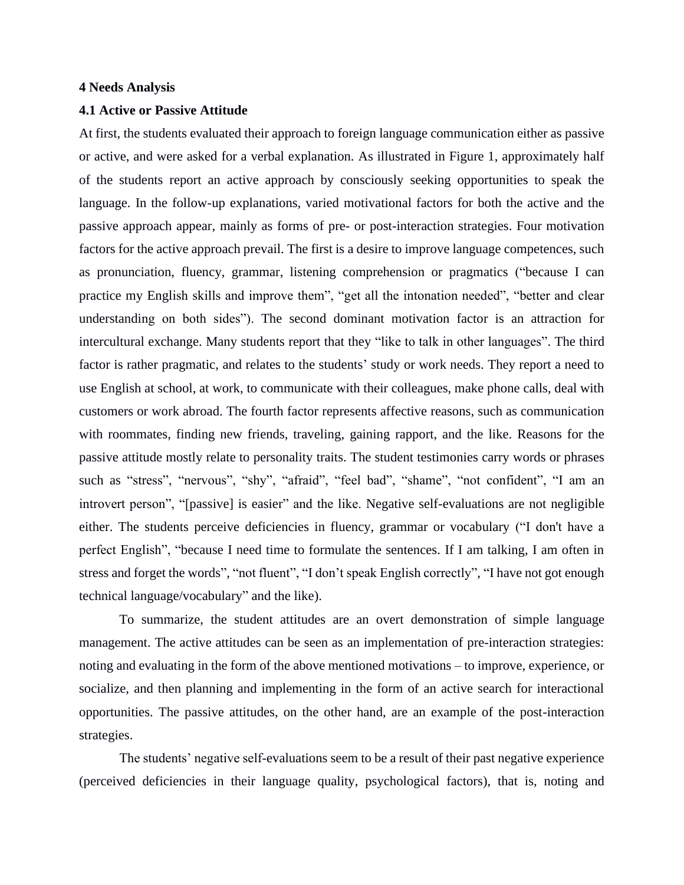# 4 Needs Analysis

## 4.1 Active or Passive Attitude

At first, the students evaluated their approach to foreign language communication either as passive or active, and were asked for a verbal explanation. As illustrated in Figure 1, approximately half of the students report an active approach by consciously seeking opportunities to speak the language. In the follow-up explanations, varied motivational factors for both the active and the passive approach appear, mainly as forms of pre- or post-interaction strategies. Four motivation factors for the active approach prevail. The first is a desire to improve language competences, such as pronunciation, fluency, grammar, listening comprehension or pragmatics ("because I can practice my English skills and improve them", "get all the intonation needed", "better and clear understanding on both sides"). The second dominant motivation factor is an attraction for intercultural exchange. Many students report that they "like to talk in other languages". The third factor is rather pragmatic, and relates to the students' study or work needs. They report a need to use English at school, at work, to communicate with their colleagues, make phone calls, deal with customers or work abroad. The fourth factor represents affective reasons, such as communication with roommates, finding new friends, traveling, gaining rapport, and the like. Reasons for the passive attitude mostly relate to personality traits. The student testimonies carry words or phrases such as "stress", "nervous", "shy", "afraid", "feel bad", "shame", "not confident", "I am an introvert person", "[passive] is easier" and the like. Negative self-evaluations are not negligible either. The students perceive deficiencies in fluency, grammar or vocabulary ("I don't have a perfect English", "because I need time to formulate the sentences. If I am talking, I am often in stress and forget the words", "not fluent", "I don't speak English correctly", "I have not got enough technical language/vocabulary" and the like).

To summarize, the student attitudes are an overt demonstration of simple language management. The active attitudes can be seen as an implementation of pre-interaction strategies: noting and evaluating in the form of the above mentioned motivations – to improve, experience, or socialize, and then planning and implementing in the form of an active search for interactional opportunities. The passive attitudes, on the other hand, are an example of the post-interaction strategies.

The students' negative self-evaluations seem to be a result of their past negative experience (perceived deficiencies in their language quality, psychological factors), that is, noting and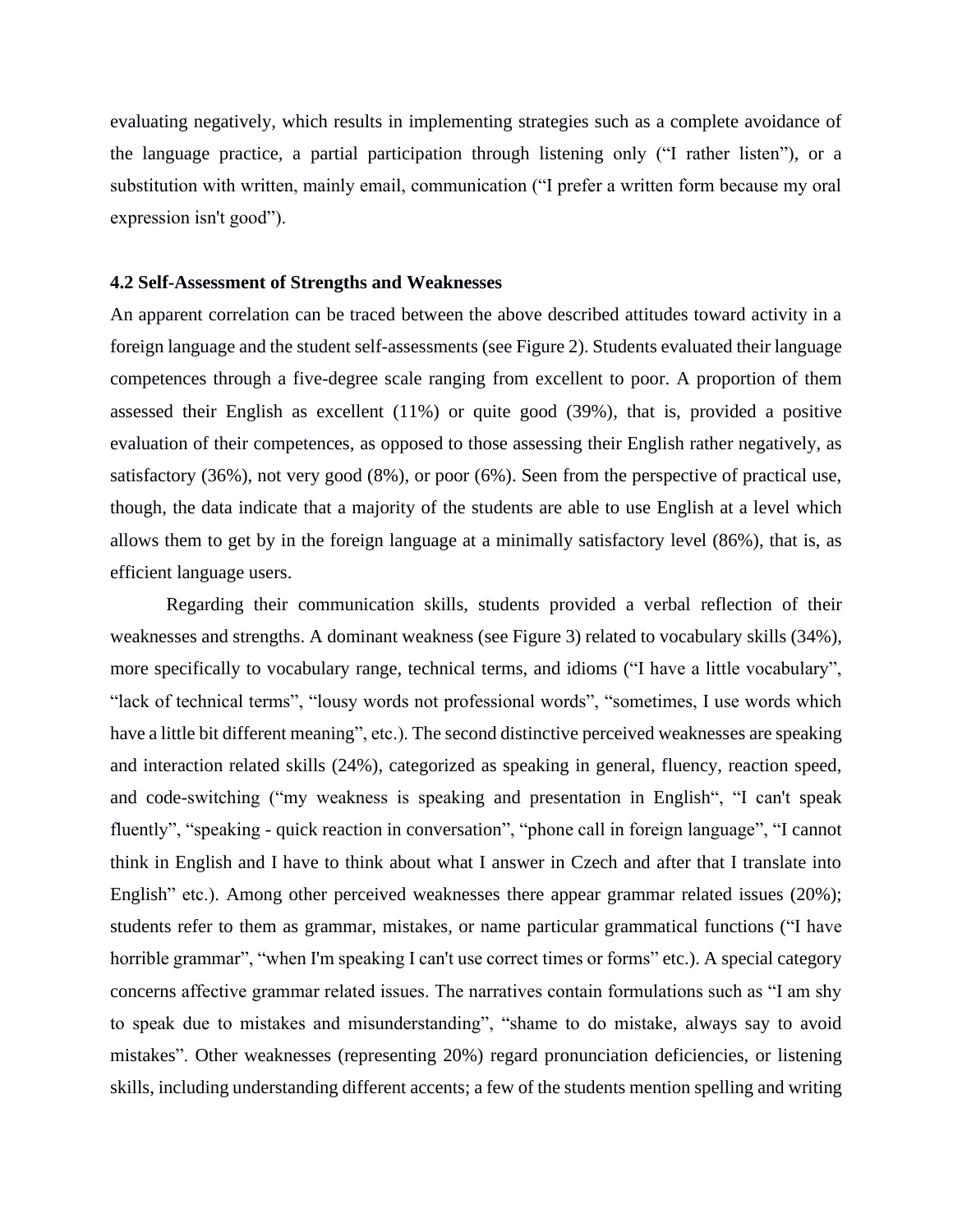evaluating negatively, which results in implementing strategies such as a complete avoidance of the language practice, a partial participation through listening only ("I rather listen"), or a substitution with written, mainly email, communication ("I prefer a written form because my oral expression isn't good").

### 4.2 Self-Assessment of Strengths and Weaknesses

An apparent correlation can be traced between the above described attitudes toward activity in a foreign language and the student self-assessments (see Figure 2). Students evaluated their language competences through a five-degree scale ranging from excellent to poor. A proportion of them assessed their English as excellent (11%) or quite good (39%), that is, provided a positive evaluation of their competences, as opposed to those assessing their English rather negatively, as satisfactory (36%), not very good (8%), or poor (6%). Seen from the perspective of practical use, though, the data indicate that a majority of the students are able to use English at a level which allows them to get by in the foreign language at a minimally satisfactory level (86%), that is, as efficient language users.

Regarding their communication skills, students provided a verbal reflection of their weaknesses and strengths. A dominant weakness (see Figure 3) related to vocabulary skills (34%), more specifically to vocabulary range, technical terms, and idioms ("I have a little vocabulary", "lack of technical terms", "lousy words not professional words", "sometimes, I use words which have a little bit different meaning", etc.). The second distinctive perceived weaknesses are speaking and interaction related skills (24%), categorized as speaking in general, fluency, reaction speed, and code-switching ("my weakness is speaking and presentation in English", "I can't speak fluently", "speaking - quick reaction in conversation", "phone call in foreign language", "I cannot think in English and I have to think about what I answer in Czech and after that I translate into English" etc.). Among other perceived weaknesses there appear grammar related issues (20%); students refer to them as grammar, mistakes, or name particular grammatical functions ("I have horrible grammar", "when I'm speaking I can't use correct times or forms" etc.). A special category concerns affective grammar related issues. The narratives contain formulations such as "I am shy to speak due to mistakes and misunderstanding", "shame to do mistake, always say to avoid mistakes". Other weaknesses (representing 20%) regard pronunciation deficiencies, or listening skills, including understanding different accents; a few of the students mention spelling and writing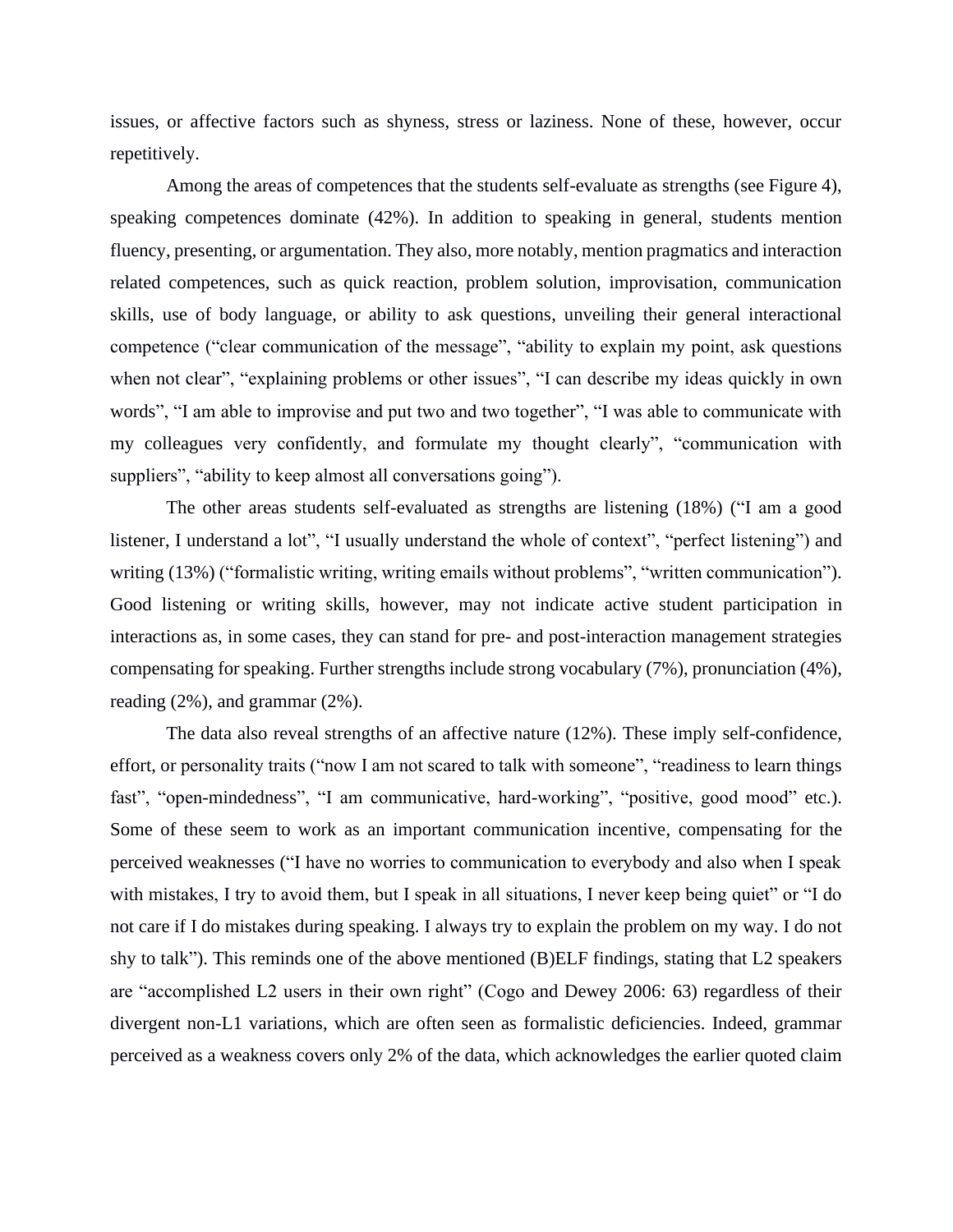issues, or affective factors such as shyness, stress or laziness. None of these, however, occur repetitively.

Among the areas of competences that the students self-evaluate as strengths (see Figure 4), speaking competences dominate (42%). In addition to speaking in general, students mention fluency, presenting, or argumentation. They also, more notably, mention pragmatics and interaction related competences, such as quick reaction, problem solution, improvisation, communication skills, use of body language, or ability to ask questions, unveiling their general interactional competence ("clear communication of the message", "ability to explain my point, ask questions when not clear", "explaining problems or other issues", "I can describe my ideas quickly in own words", "I am able to improvise and put two and two together", "I was able to communicate with my colleagues very confidently, and formulate my thought clearly", "communication with suppliers", "ability to keep almost all conversations going").

The other areas students self-evaluated as strengths are listening (18%) ("I am a good listener, I understand a lot", "I usually understand the whole of context", "perfect listening") and writing (13%) ("formalistic writing, writing emails without problems", "written communication"). Good listening or writing skills, however, may not indicate active student participation in interactions as, in some cases, they can stand for pre- and post-interaction management strategies compensating for speaking. Further strengths include strong vocabulary (7%), pronunciation (4%), reading (2%), and grammar (2%).

The data also reveal strengths of an affective nature (12%). These imply self-confidence, effort, or personality traits ("now I am not scared to talk with someone", "readiness to learn things fast", "open-mindedness", "I am communicative, hard-working", "positive, good mood" etc.). Some of these seem to work as an important communication incentive, compensating for the perceived weaknesses ("I have no worries to communication to everybody and also when I speak with mistakes, I try to avoid them, but I speak in all situations, I never keep being quiet" or "I do not care if I do mistakes during speaking. I always try to explain the problem on my way. I do not shy to talk"). This reminds one of the above mentioned (B)ELF findings, stating that L2 speakers are "accomplished L2 users in their own right" (Cogo and Dewey 2006: 63) regardless of their divergent non-L1 variations, which are often seen as formalistic deficiencies. Indeed, grammar perceived as a weakness covers only 2% of the data, which acknowledges the earlier quoted claim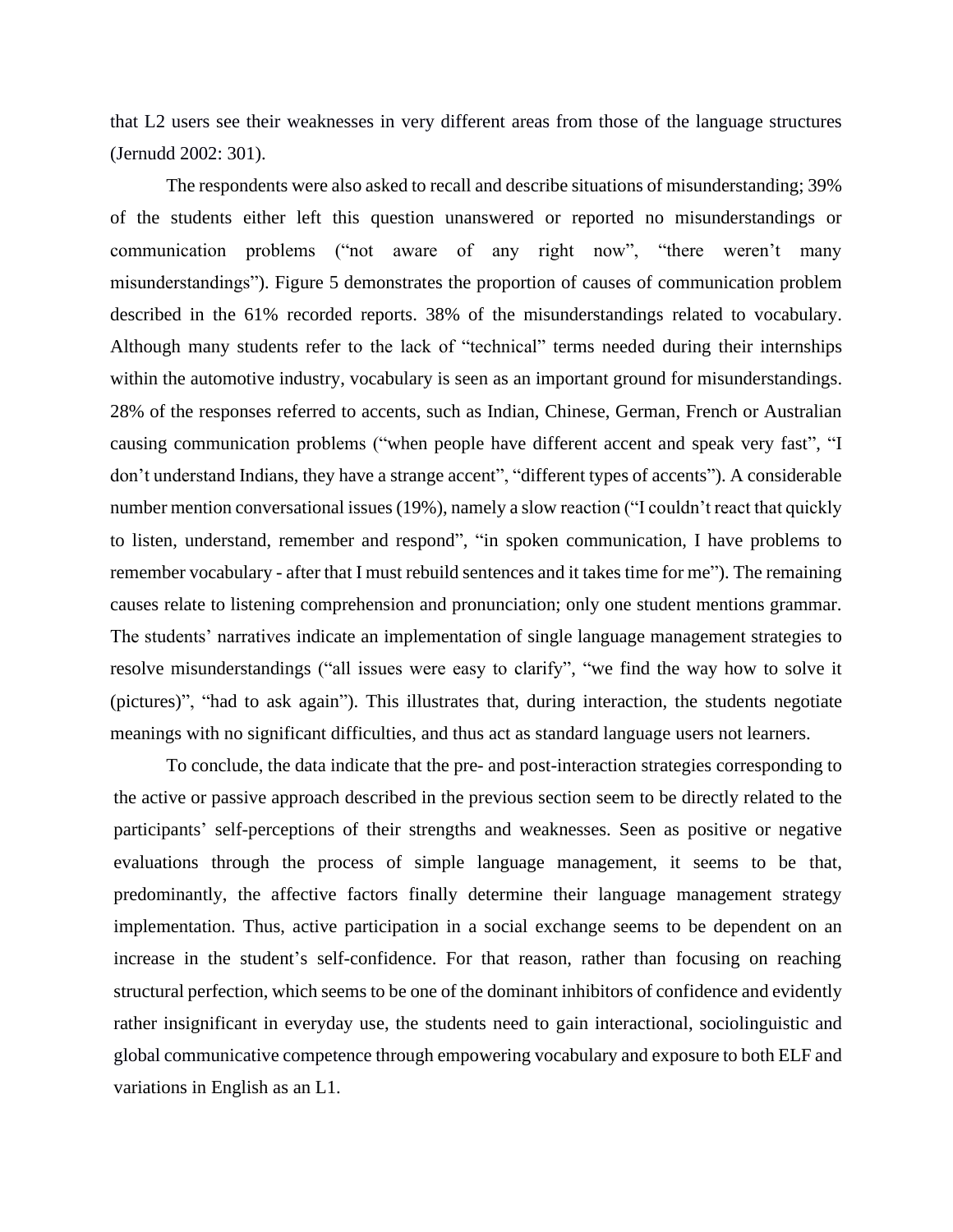that L2 users see their weaknesses in very different areas from those of the language structures (Jernudd 2002: 301).

The respondents were also asked to recall and describe situations of misunderstanding; 39% of the students either left this question unanswered or reported no misunderstandings or communication problems ("not aware of any right now", "there weren't many misunderstandings"). Figure 5 demonstrates the proportion of causes of communication problem described in the 61% recorded reports. 38% of the misunderstandings related to vocabulary. Although many students refer to the lack of "technical" terms needed during their internships within the automotive industry, vocabulary is seen as an important ground for misunderstandings. 28% of the responses referred to accents, such as Indian, Chinese, German, French or Australian causing communication problems ("when people have different accent and speak very fast", "I don't understand Indians, they have a strange accent", "different types of accents"). A considerable number mention conversational issues (19%), namely a slow reaction ("I couldn't react that quickly to listen, understand, remember and respond", "in spoken communication, I have problems to remember vocabulary - after that I must rebuild sentences and it takes time for me"). The remaining causes relate to listening comprehension and pronunciation; only one student mentions grammar. The students' narratives indicate an implementation of single language management strategies to resolve misunderstandings ("all issues were easy to clarify", "we find the way how to solve it (pictures)", "had to ask again"). This illustrates that, during interaction, the students negotiate meanings with no significant difficulties, and thus act as standard language users not learners.

To conclude, the data indicate that the pre- and post-interaction strategies corresponding to the active or passive approach described in the previous section seem to be directly related to the participants' self-perceptions of their strengths and weaknesses. Seen as positive or negative evaluations through the process of simple language management, it seems to be that, predominantly, the affective factors finally determine their language management strategy implementation. Thus, active participation in a social exchange seems to be dependent on an increase in the student's self-confidence. For that reason, rather than focusing on reaching structural perfection, which seems to be one of the dominant inhibitors of confidence and evidently rather insignificant in everyday use, the students need to gain interactional, sociolinguistic and global communicative competence through empowering vocabulary and exposure to both ELF and variations in English as an L1.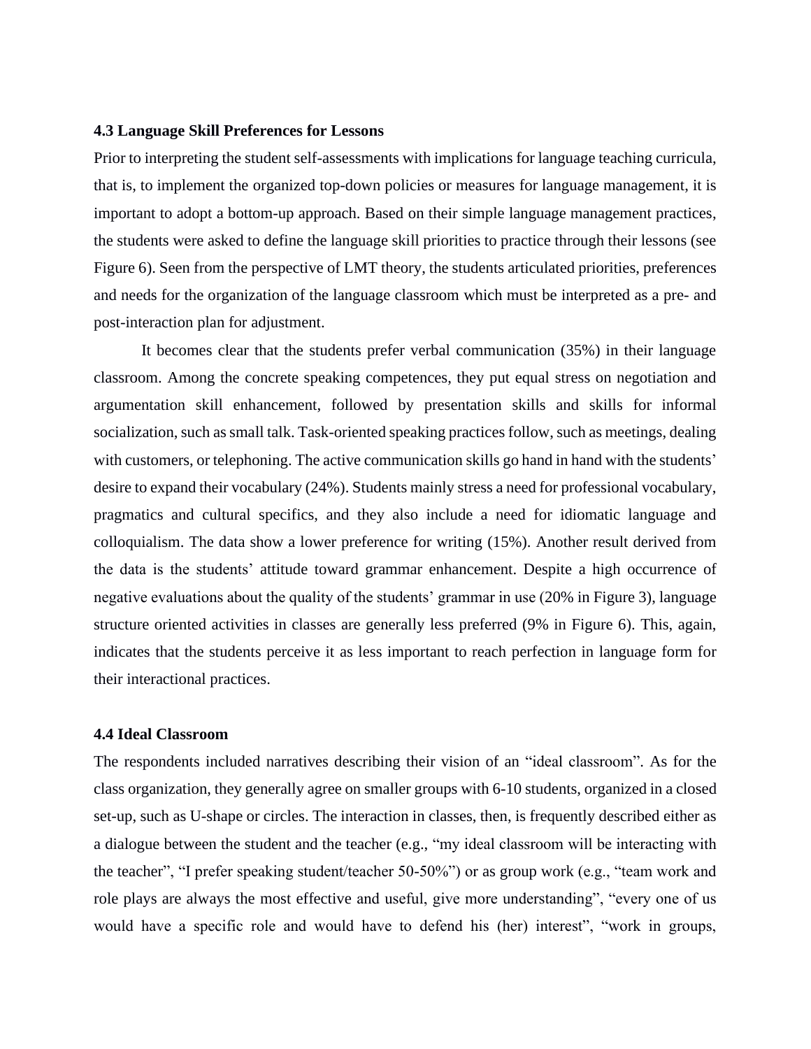### 4.3 Language Skill Preferences for Lessons

Prior to interpreting the student self-assessments with implications for language teaching curricula, that is, to implement the organized top-down policies or measures for language management, it is important to adopt a bottom-up approach. Based on their simple language management practices, the students were asked to define the language skill priorities to practice through their lessons (see Figure 6). Seen from the perspective of LMT theory, the students articulated priorities, preferences and needs for the organization of the language classroom which must be interpreted as a pre- and post-interaction plan for adjustment.

It becomes clear that the students prefer verbal communication (35%) in their language classroom. Among the concrete speaking competences, they put equal stress on negotiation and argumentation skill enhancement, followed by presentation skills and skills for informal socialization, such as small talk. Task-oriented speaking practices follow, such as meetings, dealing with customers, or telephoning. The active communication skills go hand in hand with the students' desire to expand their vocabulary (24%). Students mainly stress a need for professional vocabulary, pragmatics and cultural specifics, and they also include a need for idiomatic language and colloquialism. The data show a lower preference for writing (15%). Another result derived from the data is the students' attitude toward grammar enhancement. Despite a high occurrence of negative evaluations about the quality of the students' grammar in use (20% in Figure 3), language structure oriented activities in classes are generally less preferred (9% in Figure 6). This, again, indicates that the students perceive it as less important to reach perfection in language form for their interactional practices.

### 4.4 Ideal Classroom

The respondents included narratives describing their vision of an "ideal classroom". As for the class organization, they generally agree on smaller groups with 6-10 students, organized in a closed set-up, such as U-shape or circles. The interaction in classes, then, is frequently described either as a dialogue between the student and the teacher (e.g., "my ideal classroom will be interacting with the teacher", "I prefer speaking student/teacher 50-50%") or as group work (e.g., "team work and role plays are always the most effective and useful, give more understanding", "every one of us would have a specific role and would have to defend his (her) interest", "work in groups,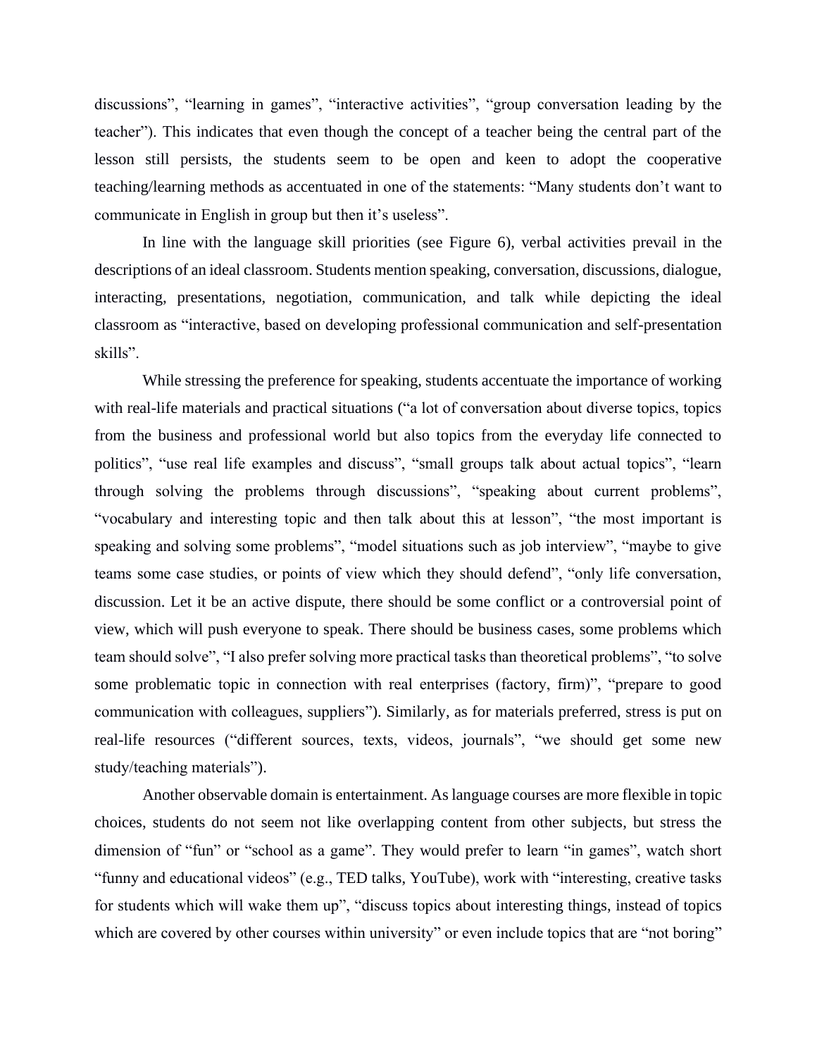discussions", "learning in games", "interactive activities", "group conversation leading by the teacher"). This indicates that even though the concept of a teacher being the central part of the lesson still persists, the students seem to be open and keen to adopt the cooperative teaching/learning methods as accentuated in one of the statements: "Many students don't want to communicate in English in group but then it's useless".

In line with the language skill priorities (see Figure 6), verbal activities prevail in the descriptions of an ideal classroom. Students mention speaking, conversation, discussions, dialogue, interacting, presentations, negotiation, communication, and talk while depicting the ideal classroom as "interactive, based on developing professional communication and self-presentation skills".

While stressing the preference for speaking, students accentuate the importance of working with real-life materials and practical situations ("a lot of conversation about diverse topics, topics from the business and professional world but also topics from the everyday life connected to politics", "use real life examples and discuss", "small groups talk about actual topics", "learn through solving the problems through discussions", "speaking about current problems", "vocabulary and interesting topic and then talk about this at lesson", "the most important is speaking and solving some problems", "model situations such as job interview", "maybe to give teams some case studies, or points of view which they should defend", "only life conversation, discussion. Let it be an active dispute, there should be some conflict or a controversial point of view, which will push everyone to speak. There should be business cases, some problems which team should solve", "I also prefer solving more practical tasks than theoretical problems", "to solve some problematic topic in connection with real enterprises (factory, firm)", "prepare to good communication with colleagues, suppliers"). Similarly, as for materials preferred, stress is put on real-life resources ("different sources, texts, videos, journals", "we should get some new study/teaching materials").

Another observable domain is entertainment. As language courses are more flexible in topic choices, students do not seem not like overlapping content from other subjects, but stress the dimension of "fun" or "school as a game". They would prefer to learn "in games", watch short "funny and educational videos" (e.g., TED talks, YouTube), work with "interesting, creative tasks for students which will wake them up", "discuss topics about interesting things, instead of topics which are covered by other courses within university" or even include topics that are "not boring"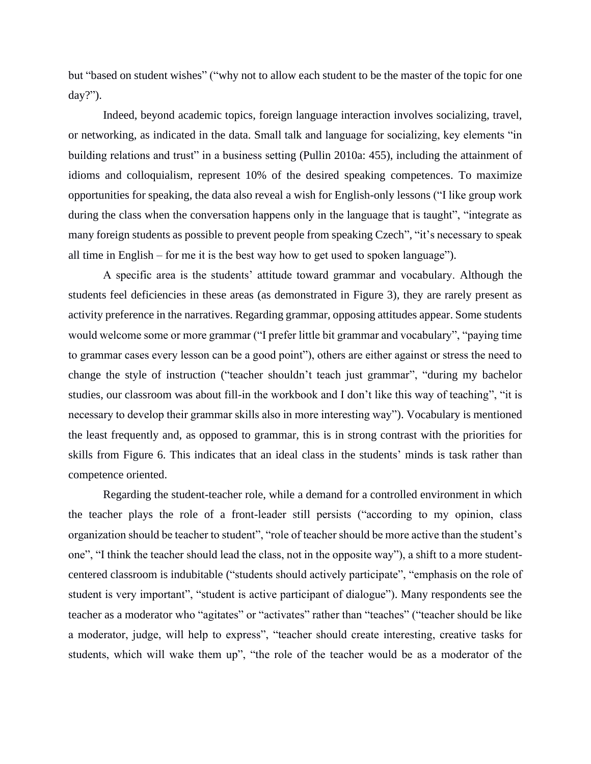but "based on student wishes" ("why not to allow each student to be the master of the topic for one day?").

Indeed, beyond academic topics, foreign language interaction involves socializing, travel, or networking, as indicated in the data. Small talk and language for socializing, key elements "in building relations and trust" in a business setting (Pullin 2010a: 455), including the attainment of idioms and colloquialism, represent 10% of the desired speaking competences. To maximize opportunities for speaking, the data also reveal a wish for English-only lessons ("I like group work during the class when the conversation happens only in the language that is taught", "integrate as many foreign students as possible to prevent people from speaking Czech", "it's necessary to speak all time in English – for me it is the best way how to get used to spoken language").

A specific area is the students' attitude toward grammar and vocabulary. Although the students feel deficiencies in these areas (as demonstrated in Figure 3), they are rarely present as activity preference in the narratives. Regarding grammar, opposing attitudes appear. Some students would welcome some or more grammar ("I prefer little bit grammar and vocabulary", "paying time to grammar cases every lesson can be a good point"), others are either against or stress the need to change the style of instruction ("teacher shouldn't teach just grammar", "during my bachelor studies, our classroom was about fill-in the workbook and I don't like this way of teaching", "it is necessary to develop their grammar skills also in more interesting way"). Vocabulary is mentioned the least frequently and, as opposed to grammar, this is in strong contrast with the priorities for skills from Figure 6. This indicates that an ideal class in the students' minds is task rather than competence oriented.

Regarding the student-teacher role, while a demand for a controlled environment in which the teacher plays the role of a front-leader still persists ("according to my opinion, class organization should be teacher to student", "role of teacher should be more active than the student's one", "I think the teacher should lead the class, not in the opposite way"), a shift to a more student-centered classroom is indubitable ("students should actively participate", "emphasis on the role of student is very important", "student is active participant of dialogue"). Many respondents see the teacher as a moderator who "agitates" or "activates" rather than "teaches" ("teacher should be like a moderator, judge, will help to express", "teacher should create interesting, creative tasks for students, which will wake them up", "the role of the teacher would be as a moderator of the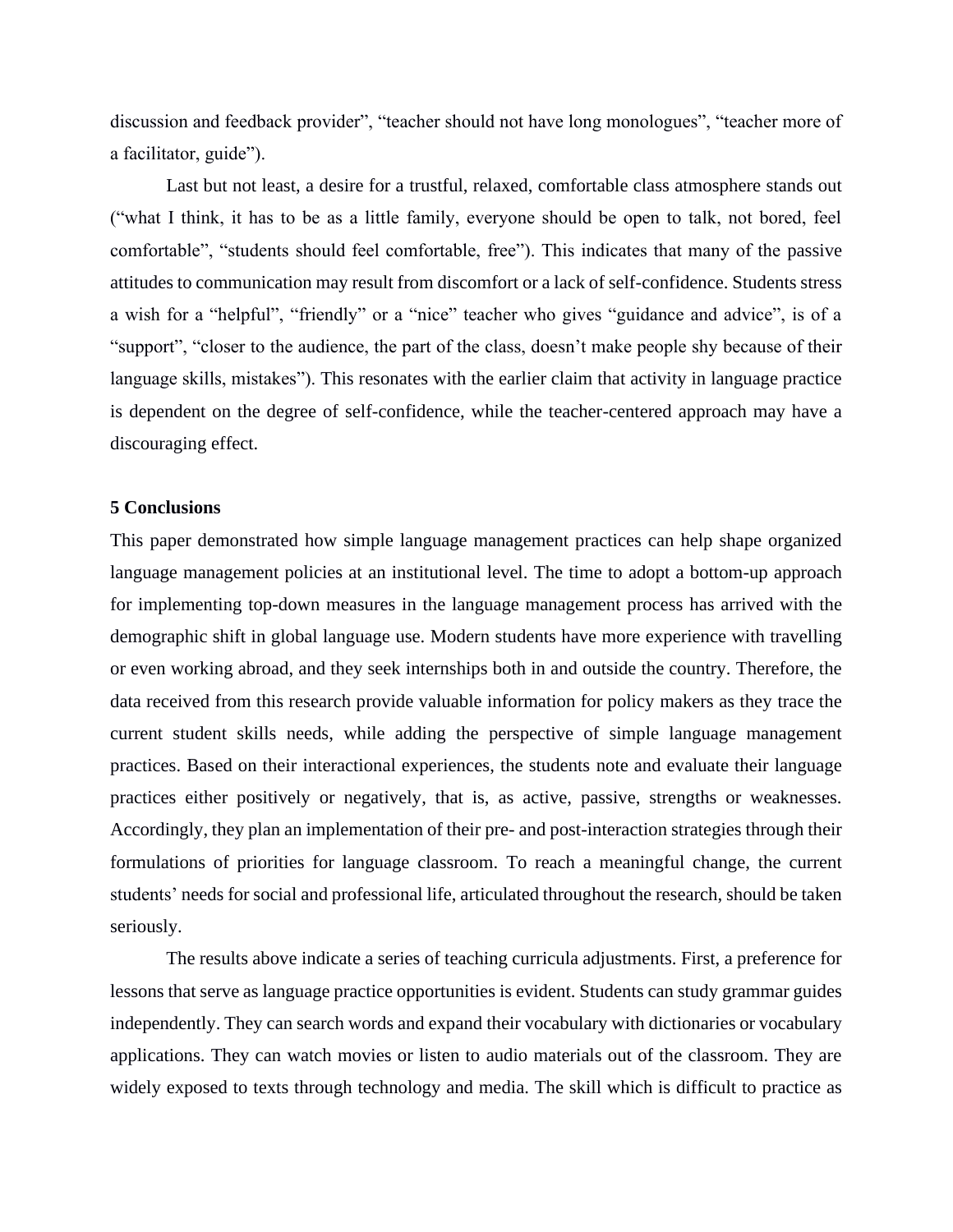discussion and feedback provider", "teacher should not have long monologues", "teacher more of a facilitator, guide").

Last but not least, a desire for a trustful, relaxed, comfortable class atmosphere stands out ("what I think, it has to be as a little family, everyone should be open to talk, not bored, feel comfortable", "students should feel comfortable, free"). This indicates that many of the passive attitudes to communication may result from discomfort or a lack of self-confidence. Students stress a wish for a "helpful", "friendly" or a "nice" teacher who gives "guidance and advice", is of a "support", "closer to the audience, the part of the class, doesn't make people shy because of their language skills, mistakes"). This resonates with the earlier claim that activity in language practice is dependent on the degree of self-confidence, while the teacher-centered approach may have a discouraging effect.

## 5 Conclusions

This paper demonstrated how simple language management practices can help shape organized language management policies at an institutional level. The time to adopt a bottom-up approach for implementing top-down measures in the language management process has arrived with the demographic shift in global language use. Modern students have more experience with travelling or even working abroad, and they seek internships both in and outside the country. Therefore, the data received from this research provide valuable information for policy makers as they trace the current student skills needs, while adding the perspective of simple language management practices. Based on their interactional experiences, the students note and evaluate their language practices either positively or negatively, that is, as active, passive, strengths or weaknesses. Accordingly, they plan an implementation of their pre- and post-interaction strategies through their formulations of priorities for language classroom. To reach a meaningful change, the current students' needs for social and professional life, articulated throughout the research, should be taken seriously.

The results above indicate a series of teaching curricula adjustments. First, a preference for lessons that serve as language practice opportunities is evident. Students can study grammar guides independently. They can search words and expand their vocabulary with dictionaries or vocabulary applications. They can watch movies or listen to audio materials out of the classroom. They are widely exposed to texts through technology and media. The skill which is difficult to practice as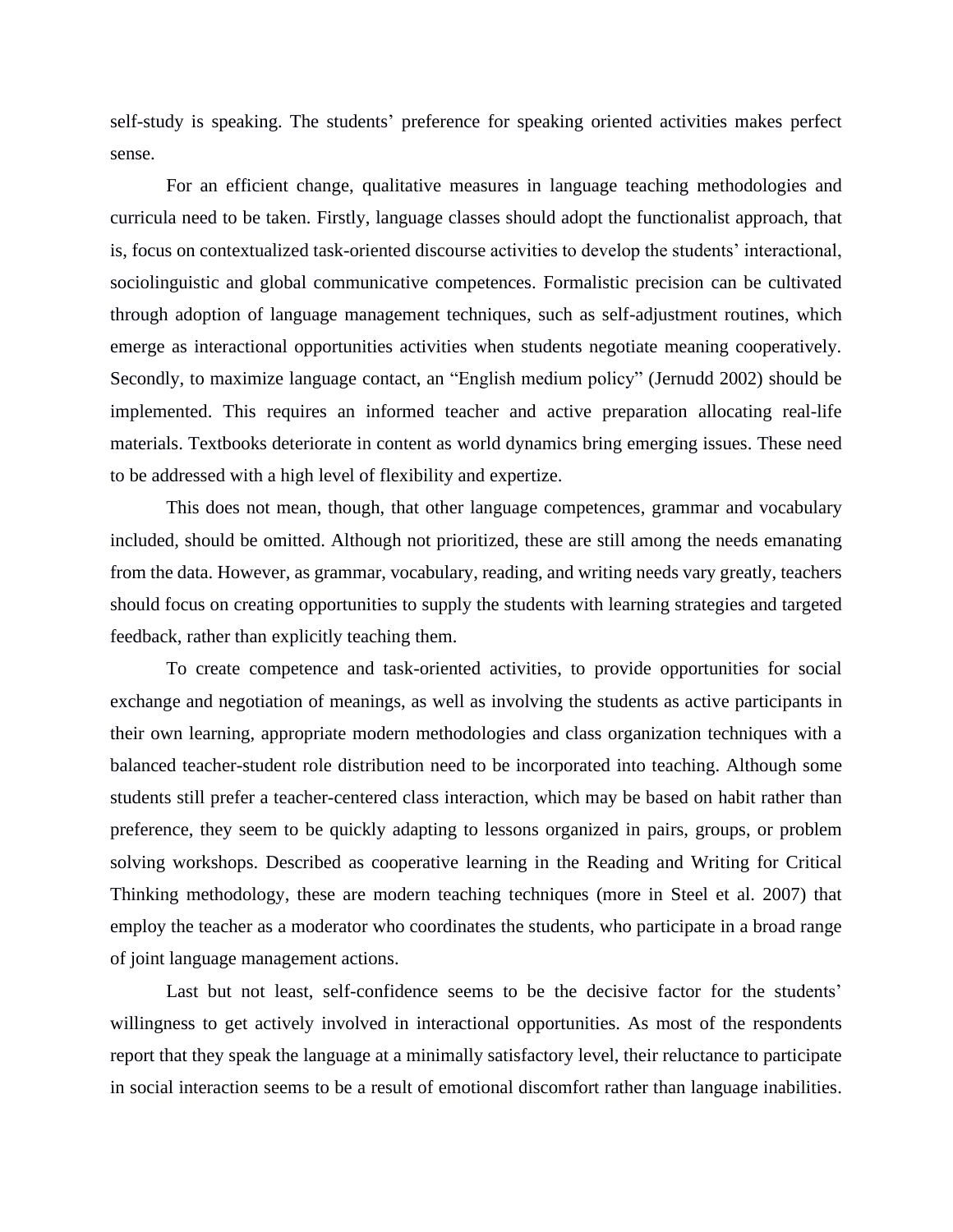self-study is speaking. The students' preference for speaking oriented activities makes perfect sense.

For an efficient change, qualitative measures in language teaching methodologies and curricula need to be taken. Firstly, language classes should adopt the functionalist approach, that is, focus on contextualized task-oriented discourse activities to develop the students' interactional, sociolinguistic and global communicative competences. Formalistic precision can be cultivated through adoption of language management techniques, such as self-adjustment routines, which emerge as interactional opportunities activities when students negotiate meaning cooperatively. Secondly, to maximize language contact, an "English medium policy" (Jernudd 2002) should be implemented. This requires an informed teacher and active preparation allocating real-life materials. Textbooks deteriorate in content as world dynamics bring emerging issues. These need to be addressed with a high level of flexibility and expertize.

This does not mean, though, that other language competences, grammar and vocabulary included, should be omitted. Although not prioritized, these are still among the needs emanating from the data. However, as grammar, vocabulary, reading, and writing needs vary greatly, teachers should focus on creating opportunities to supply the students with learning strategies and targeted feedback, rather than explicitly teaching them.

To create competence and task-oriented activities, to provide opportunities for social exchange and negotiation of meanings, as well as involving the students as active participants in their own learning, appropriate modern methodologies and class organization techniques with a balanced teacher-student role distribution need to be incorporated into teaching. Although some students still prefer a teacher-centered class interaction, which may be based on habit rather than preference, they seem to be quickly adapting to lessons organized in pairs, groups, or problem solving workshops. Described as cooperative learning in the Reading and Writing for Critical Thinking methodology, these are modern teaching techniques (more in Steel et al. 2007) that employ the teacher as a moderator who coordinates the students, who participate in a broad range of joint language management actions.

Last but not least, self-confidence seems to be the decisive factor for the students' willingness to get actively involved in interactional opportunities. As most of the respondents report that they speak the language at a minimally satisfactory level, their reluctance to participate in social interaction seems to be a result of emotional discomfort rather than language inabilities.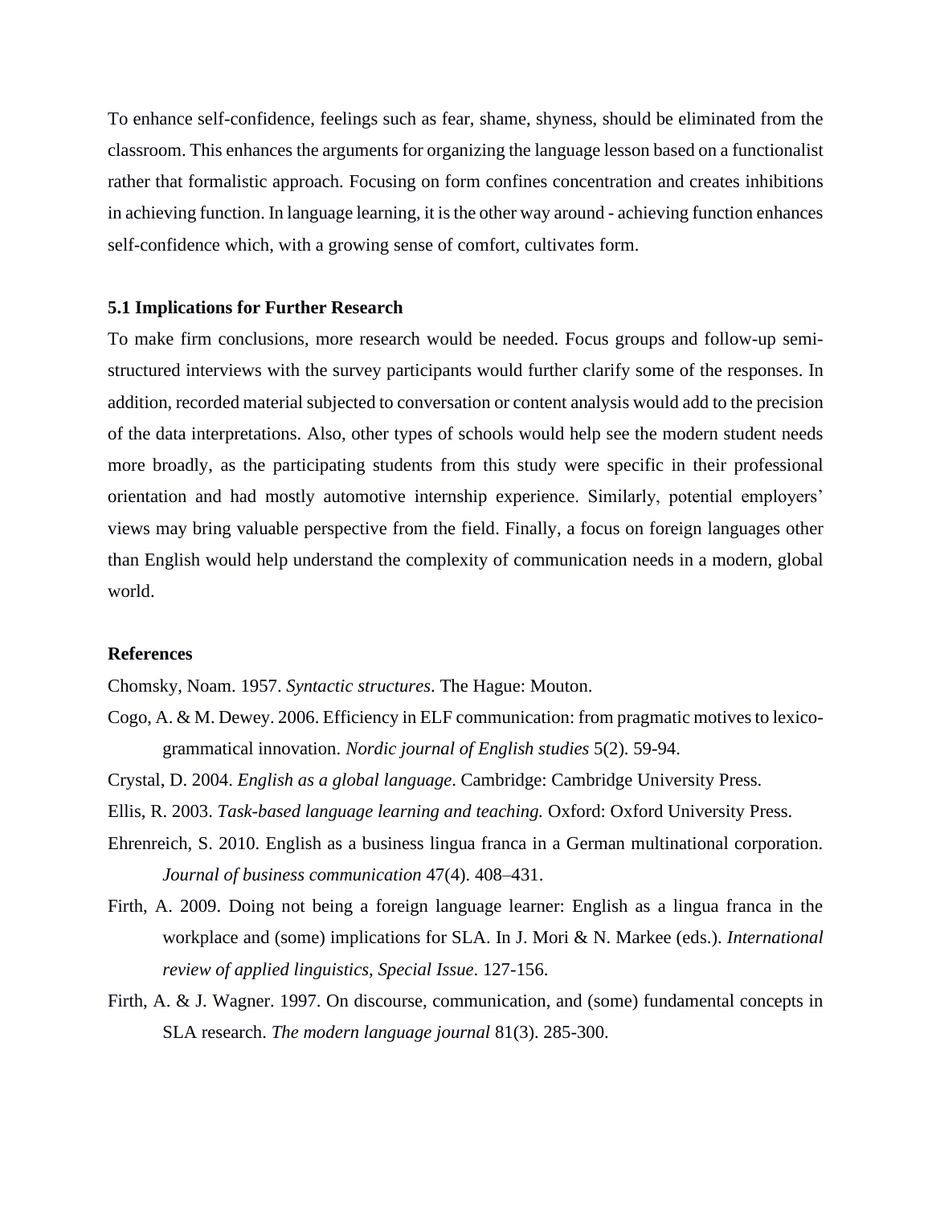To enhance self-confidence, feelings such as fear, shame, shyness, should be eliminated from the classroom. This enhances the arguments for organizing the language lesson based on a functionalist rather that formalistic approach. Focusing on form confines concentration and creates inhibitions in achieving function. In language learning, it is the other way around - achieving function enhances self-confidence which, with a growing sense of comfort, cultivates form.

### 5.1 Implications for Further Research

To make firm conclusions, more research would be needed. Focus groups and follow-up semi-structured interviews with the survey participants would further clarify some of the responses. In addition, recorded material subjected to conversation or content analysis would add to the precision of the data interpretations. Also, other types of schools would help see the modern student needs more broadly, as the participating students from this study were specific in their professional orientation and had mostly automotive internship experience. Similarly, potential employers' views may bring valuable perspective from the field. Finally, a focus on foreign languages other than English would help understand the complexity of communication needs in a modern, global world.

### References

Chomsky, Noam. 1957. *Syntactic structures*. The Hague: Mouton.

Cogo, A. & M. Dewey. 2006. Efficiency in ELF communication: from pragmatic motives to lexico-grammatical innovation. *Nordic journal of English studies* 5(2). 59-94.

Crystal, D. 2004. *English as a global language*. Cambridge: Cambridge University Press.

Ellis, R. 2003. *Task-based language learning and teaching.* Oxford: Oxford University Press.

Ehrenreich, S. 2010. English as a business lingua franca in a German multinational corporation. *Journal of business communication* 47(4). 408–431.

Firth, A. 2009. Doing not being a foreign language learner: English as a lingua franca in the workplace and (some) implications for SLA. In J. Mori & N. Markee (eds.). *International review of applied linguistics, Special Issue*. 127-156.

Firth, A. & J. Wagner. 1997. On discourse, communication, and (some) fundamental concepts in SLA research. *The modern language journal* 81(3). 285-300.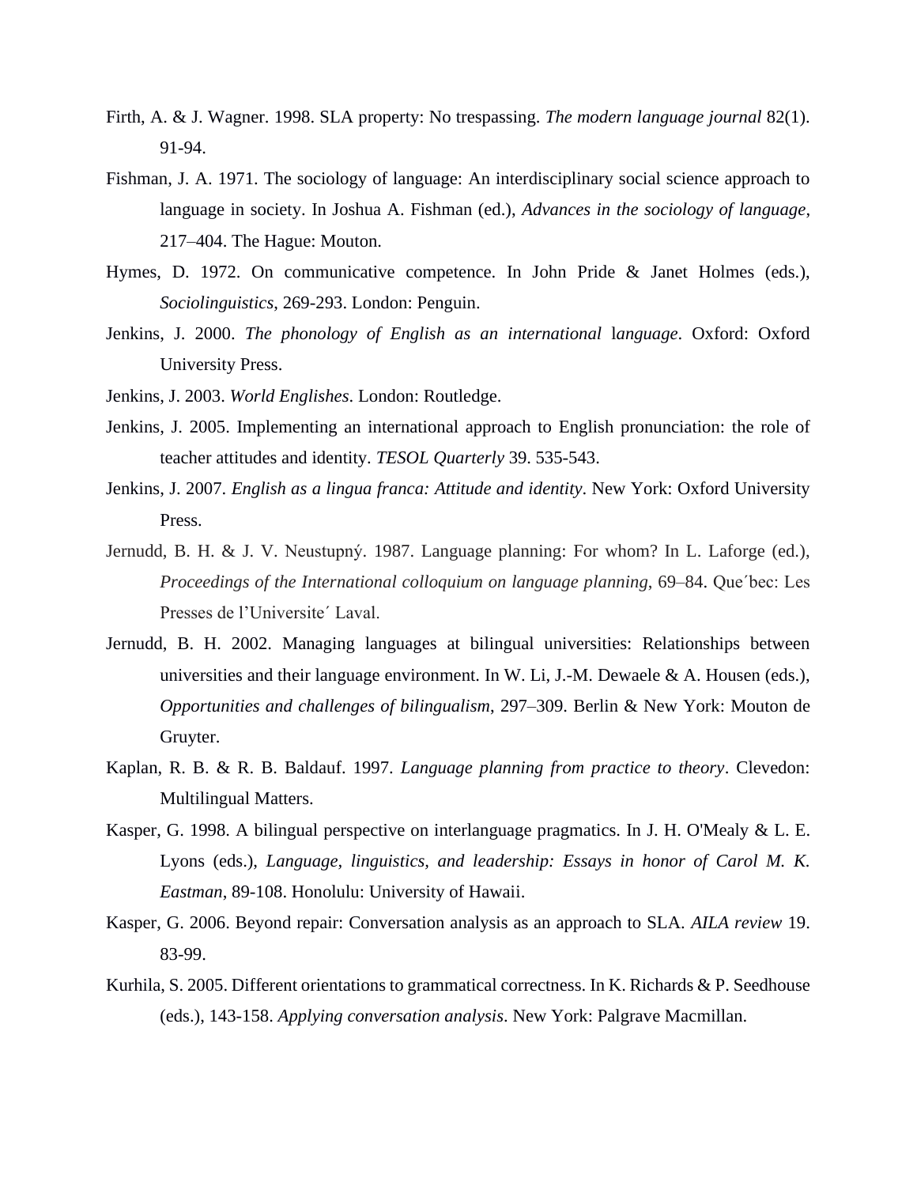Firth, A. & J. Wagner. 1998. SLA property: No trespassing. *The modern language journal* 82(1). 91-94.

Fishman, J. A. 1971. The sociology of language: An interdisciplinary social science approach to language in society. In Joshua A. Fishman (ed.), *Advances in the sociology of language*, 217–404. The Hague: Mouton.

Hymes, D. 1972. On communicative competence. In John Pride & Janet Holmes (eds.), *Sociolinguistics*, 269-293. London: Penguin.

Jenkins, J. 2000. *The phonology of English as an international* l*anguage*. Oxford: Oxford University Press.

Jenkins, J. 2003. *World Englishes*. London: Routledge.

Jenkins, J. 2005. Implementing an international approach to English pronunciation: the role of teacher attitudes and identity. *TESOL Quarterly* 39. 535-543.

Jenkins, J. 2007. *English as a lingua franca: Attitude and identity*. New York: Oxford University Press.

Jernudd, B. H. & J. V. Neustupný. 1987. Language planning: For whom? In L. Laforge (ed.), *Proceedings of the International colloquium on language planning*, 69–84. Que´bec: Les Presses de l'Universite´ Laval.

Jernudd, B. H. 2002. Managing languages at bilingual universities: Relationships between universities and their language environment. In W. Li, J.-M. Dewaele & A. Housen (eds.), *Opportunities and challenges of bilingualism*, 297–309. Berlin & New York: Mouton de Gruyter.

Kaplan, R. B. & R. B. Baldauf. 1997. *Language planning from practice to theory*. Clevedon: Multilingual Matters.

Kasper, G. 1998. A bilingual perspective on interlanguage pragmatics. In J. H. O'Mealy & L. E. Lyons (eds.), *Language, linguistics, and leadership: Essays in honor of Carol M. K. Eastman*, 89-108. Honolulu: University of Hawaii.

Kasper, G. 2006. Beyond repair: Conversation analysis as an approach to SLA. *AILA review* 19. 83-99.

Kurhila, S. 2005. Different orientations to grammatical correctness. In K. Richards & P. Seedhouse (eds.), 143-158. *Applying conversation analysis*. New York: Palgrave Macmillan.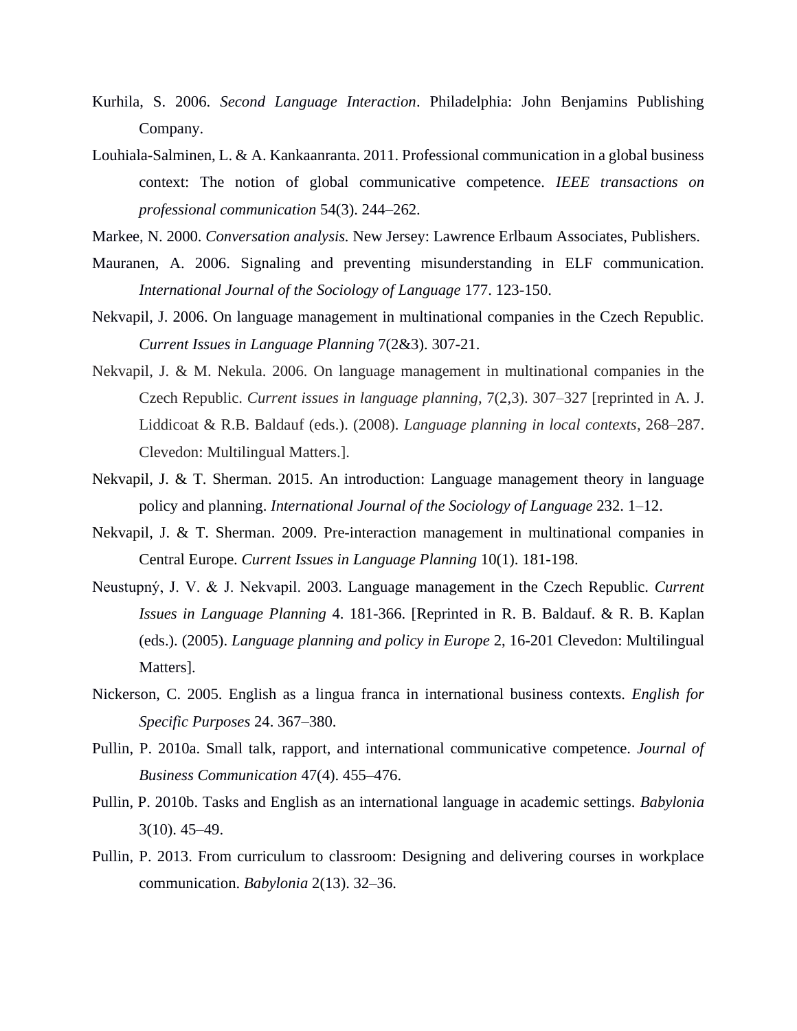Kurhila, S. 2006. *Second Language Interaction*. Philadelphia: John Benjamins Publishing Company.

Louhiala-Salminen, L. & A. Kankaanranta. 2011. Professional communication in a global business context: The notion of global communicative competence. *IEEE transactions on professional communication* 54(3). 244–262.

Markee, N. 2000. *Conversation analysis.* New Jersey: Lawrence Erlbaum Associates, Publishers.

Mauranen, A. 2006. Signaling and preventing misunderstanding in ELF communication. *International Journal of the Sociology of Language* 177. 123-150.

Nekvapil, J. 2006. On language management in multinational companies in the Czech Republic. *Current Issues in Language Planning* 7(2&3). 307-21.

Nekvapil, J. & M. Nekula. 2006. On language management in multinational companies in the Czech Republic. *Current issues in language planning*, 7(2,3). 307–327 [reprinted in A. J. Liddicoat & R.B. Baldauf (eds.). (2008). *Language planning in local contexts*, 268–287. Clevedon: Multilingual Matters.].

Nekvapil, J. & T. Sherman. 2015. An introduction: Language management theory in language policy and planning. *International Journal of the Sociology of Language* 232. 1–12.

Nekvapil, J. & T. Sherman. 2009. Pre-interaction management in multinational companies in Central Europe. *Current Issues in Language Planning* 10(1). 181-198.

Neustupný, J. V. & J. Nekvapil. 2003. Language management in the Czech Republic. *Current Issues in Language Planning* 4. 181-366. [Reprinted in R. B. Baldauf. & R. B. Kaplan (eds.). (2005). *Language planning and policy in Europe* 2, 16-201 Clevedon: Multilingual Matters].

Nickerson, C. 2005. English as a lingua franca in international business contexts. *English for Specific Purposes* 24. 367–380.

Pullin, P. 2010a. Small talk, rapport, and international communicative competence. *Journal of Business Communication* 47(4). 455–476.

Pullin, P. 2010b. Tasks and English as an international language in academic settings. *Babylonia* 3(10). 45–49.

Pullin, P. 2013. From curriculum to classroom: Designing and delivering courses in workplace communication. *Babylonia* 2(13). 32–36.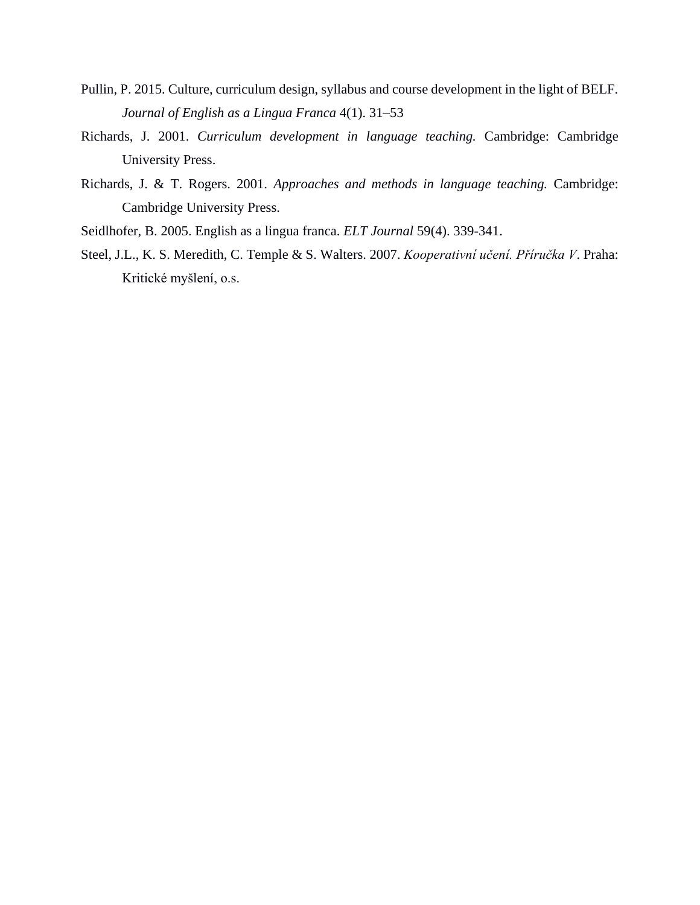Pullin, P. 2015. Culture, curriculum design, syllabus and course development in the light of BELF. *Journal of English as a Lingua Franca* 4(1). 31–53

Richards, J. 2001. *Curriculum development in language teaching.* Cambridge: Cambridge University Press.

Richards, J. & T. Rogers. 2001. *Approaches and methods in language teaching.* Cambridge: Cambridge University Press.

Seidlhofer, B. 2005. English as a lingua franca. *ELT Journal* 59(4). 339-341.

Steel, J.L., K. S. Meredith, C. Temple & S. Walters. 2007. *Kooperativní učení. Příručka V*. Praha: Kritické myšlení, o.s.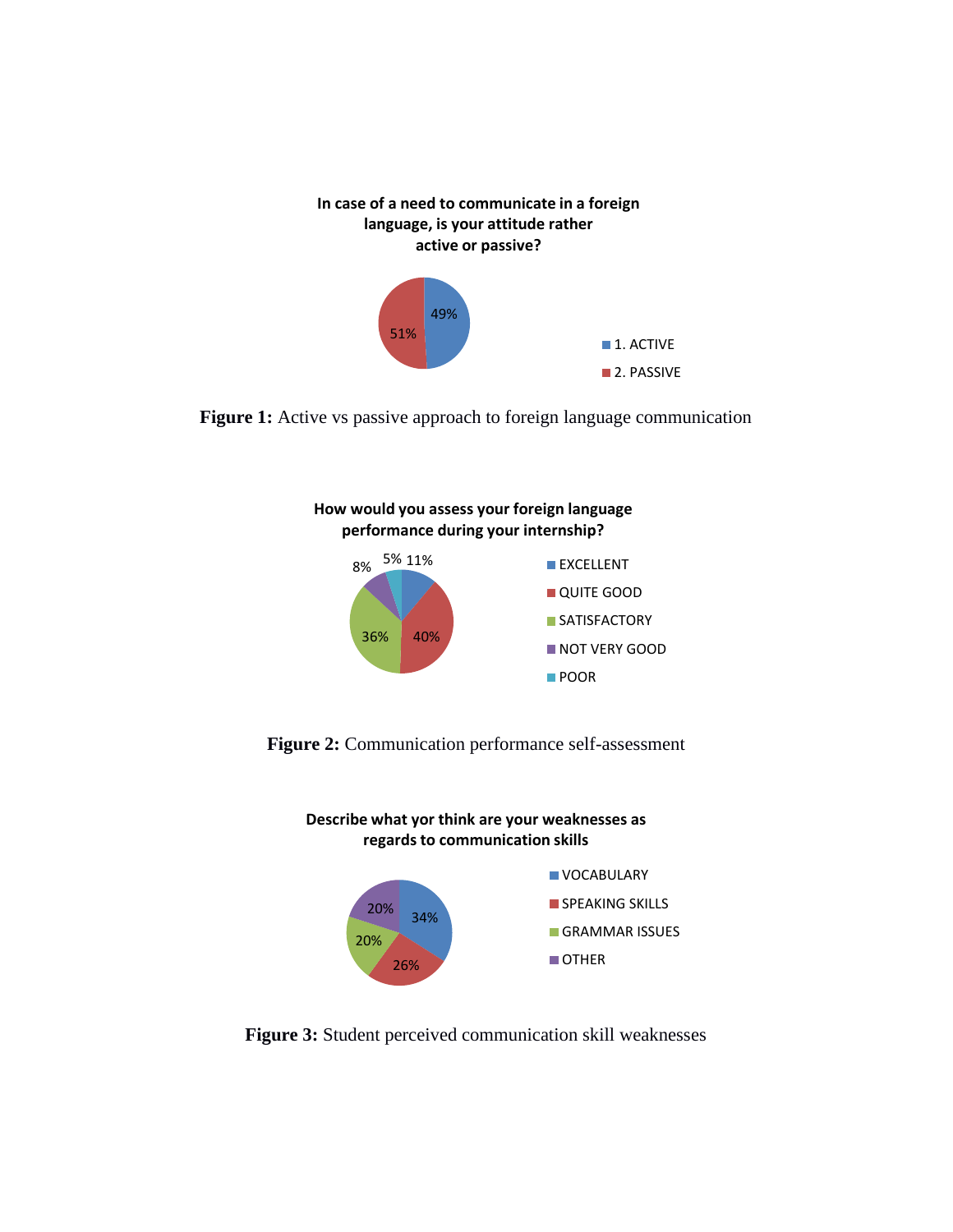**Figure 1:** Active vs passive approach to foreign language communication

**Figure 2:** Communication performance self-assessment

**Figure 3:** Student perceived communication skill weaknesses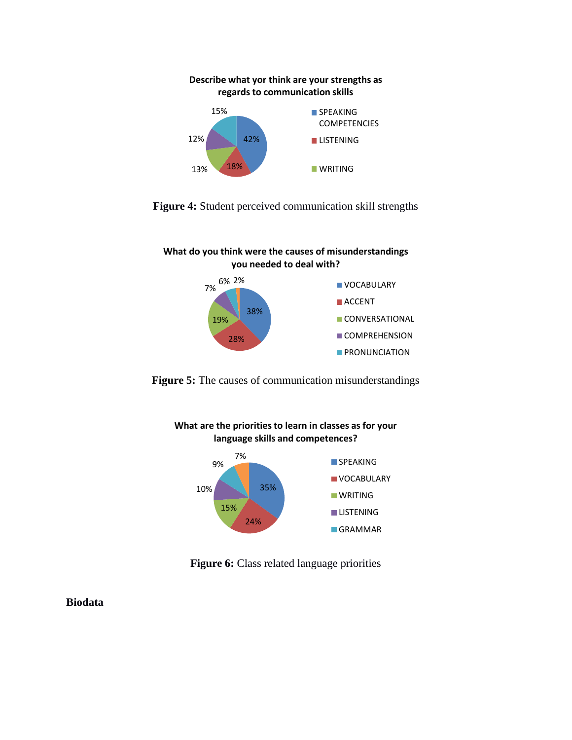**Describe what yor think are your strengths as regards to communication skills**

- SPEAKING COMPETENCIES: 42%
- LISTENING: 18%
- WRITING: 13%
- 12%
- 15%

**Figure 4:** Student perceived communication skill strengths

**What do you think were the causes of misunderstandings you needed to deal with?**

- VOCABULARY: 38%
- ACCENT: 28%
- CONVERSATIONAL: 19%
- COMPREHENSION: 7%
- PRONUNCIATION: 6%
- 2%

**Figure 5:** The causes of communication misunderstandings

**What are the priorities to learn in classes as for your language skills and competences?**

- SPEAKING: 35%
- VOCABULARY: 24%
- WRITING: 15%
- LISTENING: 10%
- GRAMMAR: 9%
- 7%

**Figure 6:** Class related language priorities

**Biodata**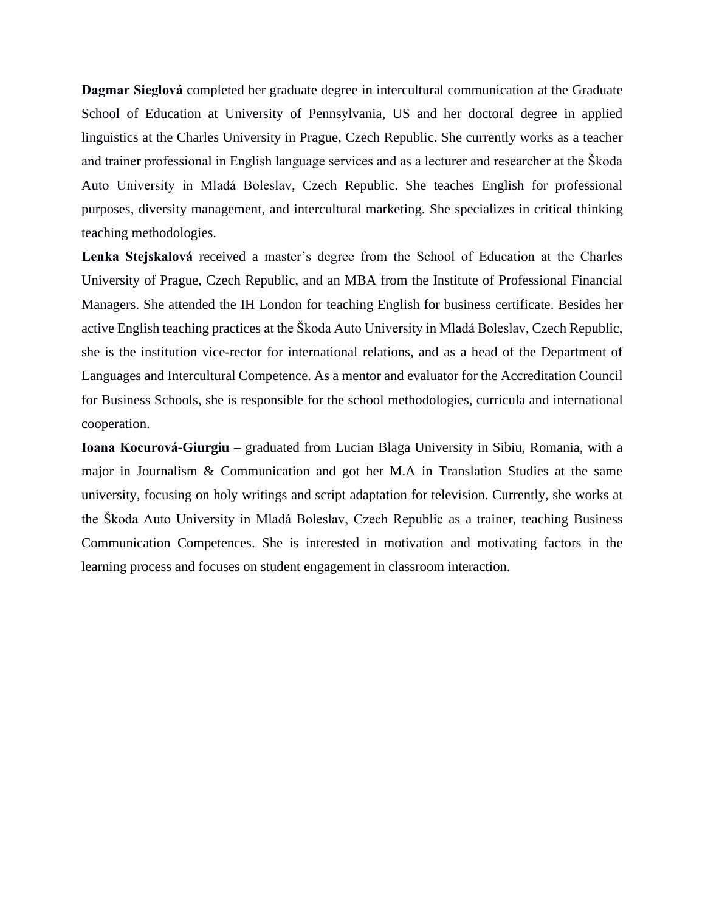**Dagmar Sieglová** completed her graduate degree in intercultural communication at the Graduate School of Education at University of Pennsylvania, US and her doctoral degree in applied linguistics at the Charles University in Prague, Czech Republic. She currently works as a teacher and trainer professional in English language services and as a lecturer and researcher at the Škoda Auto University in Mladá Boleslav, Czech Republic. She teaches English for professional purposes, diversity management, and intercultural marketing. She specializes in critical thinking teaching methodologies.

**Lenka Stejskalová** received a master's degree from the School of Education at the Charles University of Prague, Czech Republic, and an MBA from the Institute of Professional Financial Managers. She attended the IH London for teaching English for business certificate. Besides her active English teaching practices at the Škoda Auto University in Mladá Boleslav, Czech Republic, she is the institution vice-rector for international relations, and as a head of the Department of Languages and Intercultural Competence. As a mentor and evaluator for the Accreditation Council for Business Schools, she is responsible for the school methodologies, curricula and international cooperation.

**Ioana Kocurová-Giurgiu** – graduated from Lucian Blaga University in Sibiu, Romania, with a major in Journalism & Communication and got her M.A in Translation Studies at the same university, focusing on holy writings and script adaptation for television. Currently, she works at the Škoda Auto University in Mladá Boleslav, Czech Republic as a trainer, teaching Business Communication Competences. She is interested in motivation and motivating factors in the learning process and focuses on student engagement in classroom interaction.